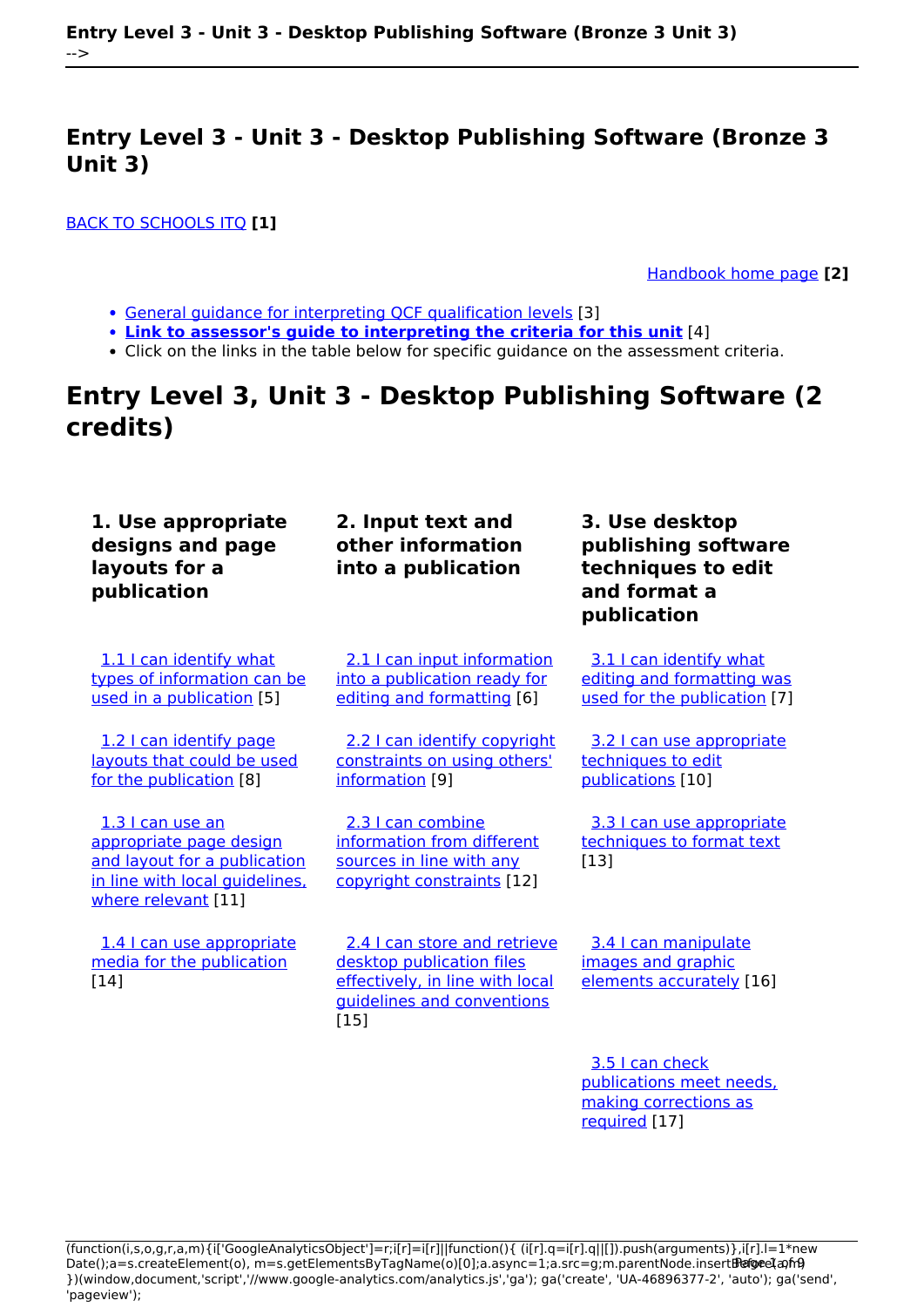# Entry Level 3 - Unit 3 - Desktop Publishing Software (Bronze 3 Unit 3)

BACK TO SCHOOLS ITQ **[1]**

Handbook home page **[2]**

- General guidance for interpreting QCF qualification levels [3]
- **Link to assessor's guide to interpreting the criteria for this unit** [4]
- Click on the links in the table below for specific guidance on the assessment criteria.

## Entry Level 3, Unit 3 - Desktop Publishing Software (2 credits)

| 1. Use appropriate designs and page layouts for a publication | 2. Input text and other information into a publication | 3. Use desktop publishing software techniques to edit and format a publication |
|---|---|---|
| 1.1 I can identify what types of information can be used in a publication [5] | 2.1 I can input information into a publication ready for editing and formatting [6] | 3.1 I can identify what editing and formatting was used for the publication [7] |
| 1.2 I can identify page layouts that could be used for the publication [8] | 2.2 I can identify copyright constraints on using others' information [9] | 3.2 I can use appropriate techniques to edit publications [10] |
| 1.3 I can use an appropriate page design and layout for a publication in line with local guidelines, where relevant [11] | 2.3 I can combine information from different sources in line with any copyright constraints [12] | 3.3 I can use appropriate techniques to format text [13] |
| 1.4 I can use appropriate media for the publication [14] | 2.4 I can store and retrieve desktop publication files effectively, in line with local guidelines and conventions [15] | 3.4 I can manipulate images and graphic elements accurately [16] |
| | | 3.5 I can check publications meet needs, making corrections as required [17] |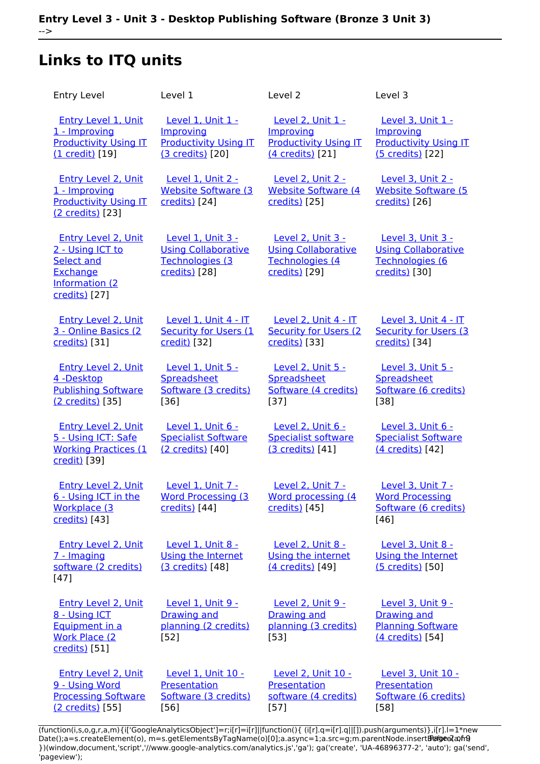## Links to ITQ units

| Entry Level | Level 1 | Level 2 | Level 3 |
|---|---|---|---|
| Entry Level 1, Unit 1 - Improving Productivity Using IT (1 credit) [19] | Level 1, Unit 1 - Improving Productivity Using IT (3 credits) [20] | Level 2, Unit 1 - Improving Productivity Using IT (4 credits) [21] | Level 3, Unit 1 - Improving Productivity Using IT (5 credits) [22] |
| Entry Level 2, Unit 1 - Improving Productivity Using IT (2 credits) [23] | Level 1, Unit 2 - Website Software (3 credits) [24] | Level 2, Unit 2 - Website Software (4 credits) [25] | Level 3, Unit 2 - Website Software (5 credits) [26] |
| Entry Level 2, Unit 2 - Using ICT to Select and Exchange Information (2 credits) [27] | Level 1, Unit 3 - Using Collaborative Technologies (3 credits) [28] | Level 2, Unit 3 - Using Collaborative Technologies (4 credits) [29] | Level 3, Unit 3 - Using Collaborative Technologies (6 credits) [30] |
| Entry Level 2, Unit 3 - Online Basics (2 credits) [31] | Level 1, Unit 4 - IT Security for Users (1 credit) [32] | Level 2, Unit 4 - IT Security for Users (2 credits) [33] | Level 3, Unit 4 - IT Security for Users (3 credits) [34] |
| Entry Level 2, Unit 4 -Desktop Publishing Software (2 credits) [35] | Level 1, Unit 5 - Spreadsheet Software (3 credits) [36] | Level 2, Unit 5 - Spreadsheet Software (4 credits) [37] | Level 3, Unit 5 - Spreadsheet Software (6 credits) [38] |
| Entry Level 2, Unit 5 - Using ICT: Safe Working Practices (1 credit) [39] | Level 1, Unit 6 - Specialist Software (2 credits) [40] | Level 2, Unit 6 - Specialist software (3 credits) [41] | Level 3, Unit 6 - Specialist Software (4 credits) [42] |
| Entry Level 2, Unit 6 - Using ICT in the Workplace (3 credits) [43] | Level 1, Unit 7 - Word Processing (3 credits) [44] | Level 2, Unit 7 - Word processing (4 credits) [45] | Level 3, Unit 7 - Word Processing Software (6 credits) [46] |
| Entry Level 2, Unit 7 - Imaging software (2 credits) [47] | Level 1, Unit 8 - Using the Internet (3 credits) [48] | Level 2, Unit 8 - Using the internet (4 credits) [49] | Level 3, Unit 8 - Using the Internet (5 credits) [50] |
| Entry Level 2, Unit 8 - Using ICT Equipment in a Work Place (2 credits) [51] | Level 1, Unit 9 - Drawing and planning (2 credits) [52] | Level 2, Unit 9 - Drawing and planning (3 credits) [53] | Level 3, Unit 9 - Drawing and Planning Software (4 credits) [54] |
| Entry Level 2, Unit 9 - Using Word Processing Software (2 credits) [55] | Level 1, Unit 10 - Presentation Software (3 credits) [56] | Level 2, Unit 10 - Presentation software (4 credits) [57] | Level 3, Unit 10 - Presentation Software (6 credits) [58] |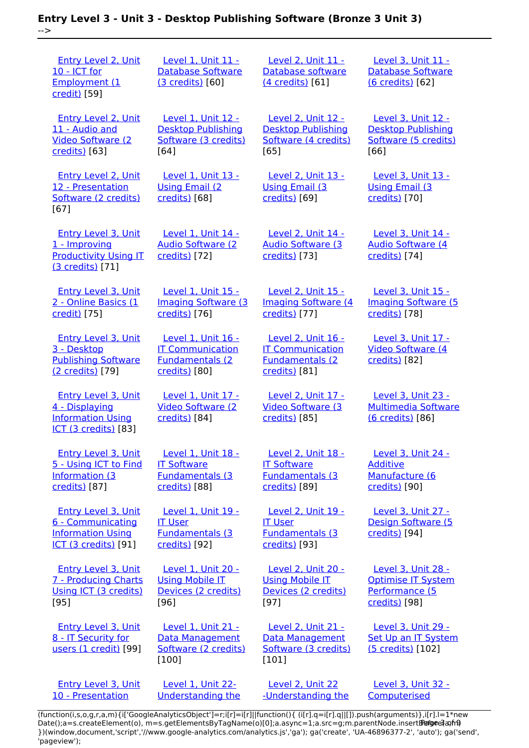| | | | |
|---|---|---|---|
| Entry Level 2, Unit 10 - ICT for Employment (1 credit) [59] | Level 1, Unit 11 - Database Software (3 credits) [60] | Level 2, Unit 11 - Database software (4 credits) [61] | Level 3, Unit 11 - Database Software (6 credits) [62] |
| Entry Level 2, Unit 11 - Audio and Video Software (2 credits) [63] | Level 1, Unit 12 - Desktop Publishing Software (3 credits) [64] | Level 2, Unit 12 - Desktop Publishing Software (4 credits) [65] | Level 3, Unit 12 - Desktop Publishing Software (5 credits) [66] |
| Entry Level 2, Unit 12 - Presentation Software (2 credits) [67] | Level 1, Unit 13 - Using Email (2 credits) [68] | Level 2, Unit 13 - Using Email (3 credits) [69] | Level 3, Unit 13 - Using Email (3 credits) [70] |
| Entry Level 3, Unit 1 - Improving Productivity Using IT (3 credits) [71] | Level 1, Unit 14 - Audio Software (2 credits) [72] | Level 2, Unit 14 - Audio Software (3 credits) [73] | Level 3, Unit 14 - Audio Software (4 credits) [74] |
| Entry Level 3, Unit 2 - Online Basics (1 credit) [75] | Level 1, Unit 15 - Imaging Software (3 credits) [76] | Level 2, Unit 15 - Imaging Software (4 credits) [77] | Level 3, Unit 15 - Imaging Software (5 credits) [78] |
| Entry Level 3, Unit 3 - Desktop Publishing Software (2 credits) [79] | Level 1, Unit 16 - IT Communication Fundamentals (2 credits) [80] | Level 2, Unit 16 - IT Communication Fundamentals (2 credits) [81] | Level 3, Unit 17 - Video Software (4 credits) [82] |
| Entry Level 3, Unit 4 - Displaying Information Using ICT (3 credits) [83] | Level 1, Unit 17 - Video Software (2 credits) [84] | Level 2, Unit 17 - Video Software (3 credits) [85] | Level 3, Unit 23 - Multimedia Software (6 credits) [86] |
| Entry Level 3, Unit 5 - Using ICT to Find Information (3 credits) [87] | Level 1, Unit 18 - IT Software Fundamentals (3 credits) [88] | Level 2, Unit 18 - IT Software Fundamentals (3 credits) [89] | Level 3, Unit 24 - Additive Manufacture (6 credits) [90] |
| Entry Level 3, Unit 6 - Communicating Information Using ICT (3 credits) [91] | Level 1, Unit 19 - IT User Fundamentals (3 credits) [92] | Level 2, Unit 19 - IT User Fundamentals (3 credits) [93] | Level 3, Unit 27 - Design Software (5 credits) [94] |
| Entry Level 3, Unit 7 - Producing Charts Using ICT (3 credits) [95] | Level 1, Unit 20 - Using Mobile IT Devices (2 credits) [96] | Level 2, Unit 20 - Using Mobile IT Devices (2 credits) [97] | Level 3, Unit 28 - Optimise IT System Performance (5 credits) [98] |
| Entry Level 3, Unit 8 - IT Security for users (1 credit) [99] | Level 1, Unit 21 - Data Management Software (2 credits) [100] | Level 2, Unit 21 - Data Management Software (3 credits) [101] | Level 3, Unit 29 - Set Up an IT System (5 credits) [102] |
| Entry Level 3, Unit 10 - Presentation | Level 1, Unit 22- Understanding the | Level 2, Unit 22 -Understanding the | Level 3, Unit 32 - Computerised |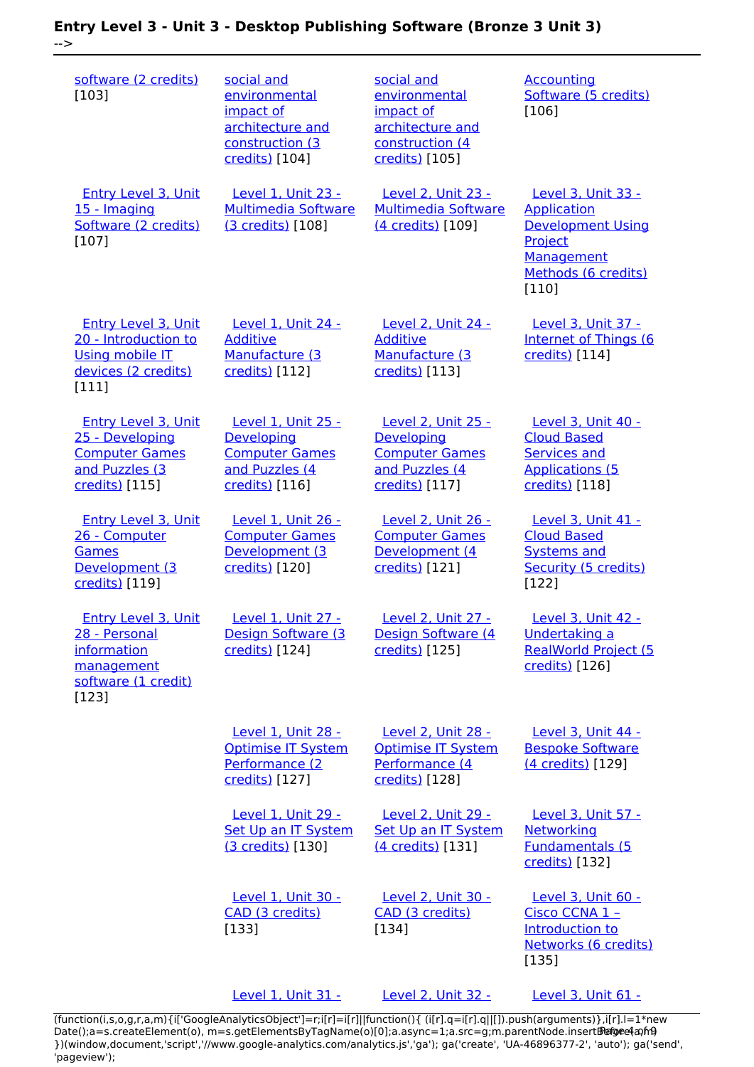| | | | |
|---|---|---|---|
| software (2 credits) [103] | social and environmental impact of architecture and construction (3 credits) [104] | social and environmental impact of architecture and construction (4 credits) [105] | Accounting Software (5 credits) [106] |
| Entry Level 3, Unit 15 - Imaging Software (2 credits) [107] | Level 1, Unit 23 - Multimedia Software (3 credits) [108] | Level 2, Unit 23 - Multimedia Software (4 credits) [109] | Level 3, Unit 33 - Application Development Using Project Management Methods (6 credits) [110] |
| Entry Level 3, Unit 20 - Introduction to Using mobile IT devices (2 credits) [111] | Level 1, Unit 24 - Additive Manufacture (3 credits) [112] | Level 2, Unit 24 - Additive Manufacture (3 credits) [113] | Level 3, Unit 37 - Internet of Things (6 credits) [114] |
| Entry Level 3, Unit 25 - Developing Computer Games and Puzzles (3 credits) [115] | Level 1, Unit 25 - Developing Computer Games and Puzzles (4 credits) [116] | Level 2, Unit 25 - Developing Computer Games and Puzzles (4 credits) [117] | Level 3, Unit 40 - Cloud Based Services and Applications (5 credits) [118] |
| Entry Level 3, Unit 26 - Computer Games Development (3 credits) [119] | Level 1, Unit 26 - Computer Games Development (3 credits) [120] | Level 2, Unit 26 - Computer Games Development (4 credits) [121] | Level 3, Unit 41 - Cloud Based Systems and Security (5 credits) [122] |
| Entry Level 3, Unit 28 - Personal information management software (1 credit) [123] | Level 1, Unit 27 - Design Software (3 credits) [124] | Level 2, Unit 27 - Design Software (4 credits) [125] | Level 3, Unit 42 - Undertaking a RealWorld Project (5 credits) [126] |
| | Level 1, Unit 28 - Optimise IT System Performance (2 credits) [127] | Level 2, Unit 28 - Optimise IT System Performance (4 credits) [128] | Level 3, Unit 44 - Bespoke Software (4 credits) [129] |
| | Level 1, Unit 29 - Set Up an IT System (3 credits) [130] | Level 2, Unit 29 - Set Up an IT System (4 credits) [131] | Level 3, Unit 57 - Networking Fundamentals (5 credits) [132] |
| | Level 1, Unit 30 - CAD (3 credits) [133] | Level 2, Unit 30 - CAD (3 credits) [134] | Level 3, Unit 60 - Cisco CCNA 1 – Introduction to Networks (6 credits) [135] |
| | Level 1, Unit 31 - | Level 2, Unit 32 - | Level 3, Unit 61 - |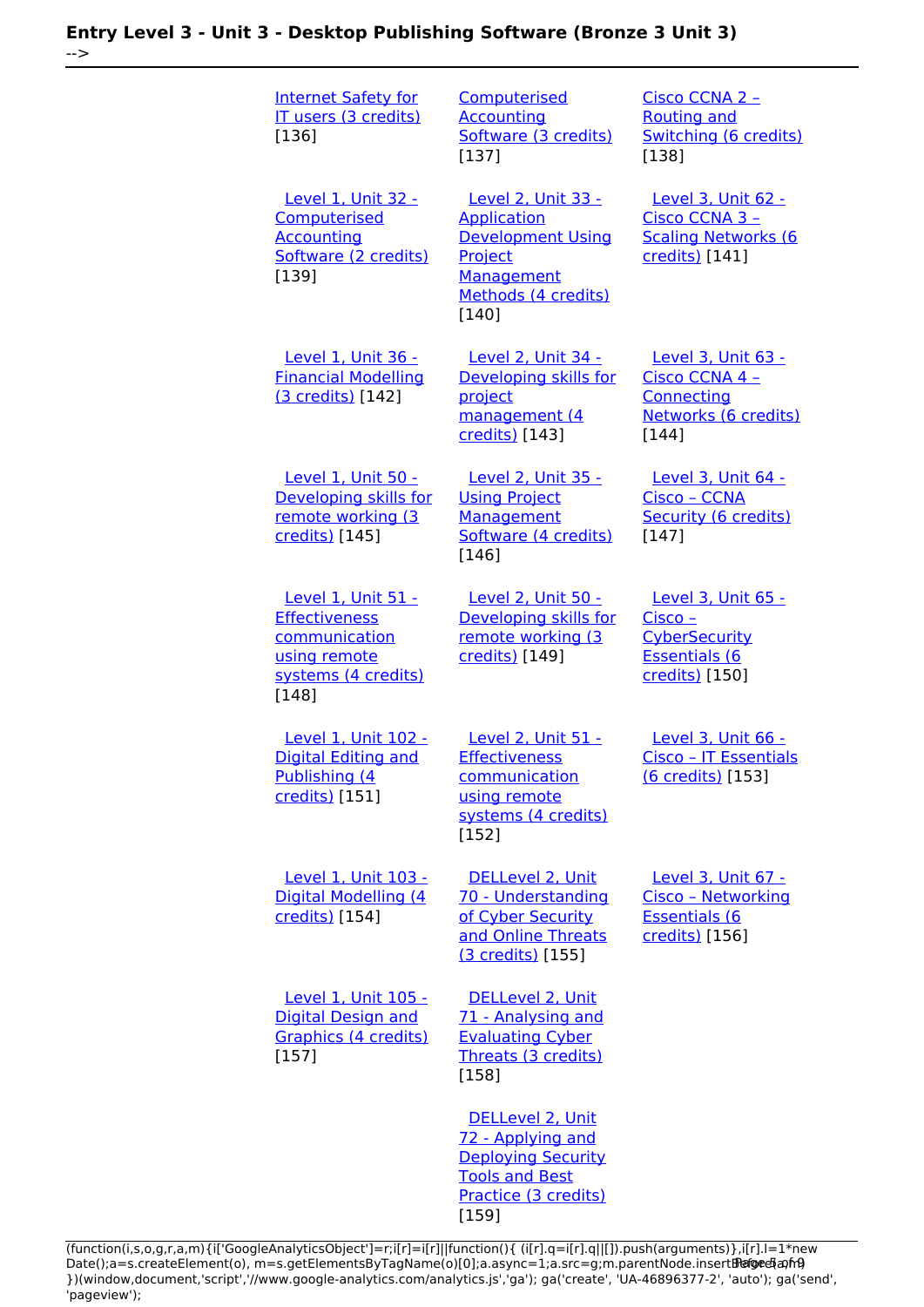Internet Safety for IT users (3 credits) [136]

Computerised Accounting Software (3 credits) [137]

Cisco CCNA 2 – Routing and Switching (6 credits) [138]

Level 1, Unit 32 - Computerised Accounting Software (2 credits) [139]

Level 2, Unit 33 - Application Development Using Project Management Methods (4 credits) [140]

Level 3, Unit 62 - Cisco CCNA 3 – Scaling Networks (6 credits) [141]

Level 1, Unit 36 - Financial Modelling (3 credits) [142]

Level 2, Unit 34 - Developing skills for project management (4 credits) [143]

Level 3, Unit 63 - Cisco CCNA 4 – Connecting Networks (6 credits) [144]

Level 1, Unit 50 - Developing skills for remote working (3 credits) [145]

Level 2, Unit 35 - Using Project Management Software (4 credits) [146]

Level 3, Unit 64 - Cisco – CCNA Security (6 credits) [147]

Level 1, Unit 51 - Effectiveness communication using remote systems (4 credits) [148]

Level 2, Unit 50 - Developing skills for remote working (3 credits) [149]

Level 3, Unit 65 - Cisco – CyberSecurity Essentials (6 credits) [150]

Level 1, Unit 102 - Digital Editing and Publishing (4 credits) [151]

Level 2, Unit 51 - Effectiveness communication using remote systems (4 credits) [152]

Level 3, Unit 66 - Cisco – IT Essentials (6 credits) [153]

Level 1, Unit 103 - Digital Modelling (4 credits) [154]

DELLevel 2, Unit 70 - Understanding of Cyber Security and Online Threats (3 credits) [155]

Level 3, Unit 67 - Cisco – Networking Essentials (6 credits) [156]

Level 1, Unit 105 - Digital Design and Graphics (4 credits) [157]

DELLevel 2, Unit 71 - Analysing and Evaluating Cyber Threats (3 credits) [158]

DELLevel 2, Unit 72 - Applying and Deploying Security Tools and Best Practice (3 credits) [159]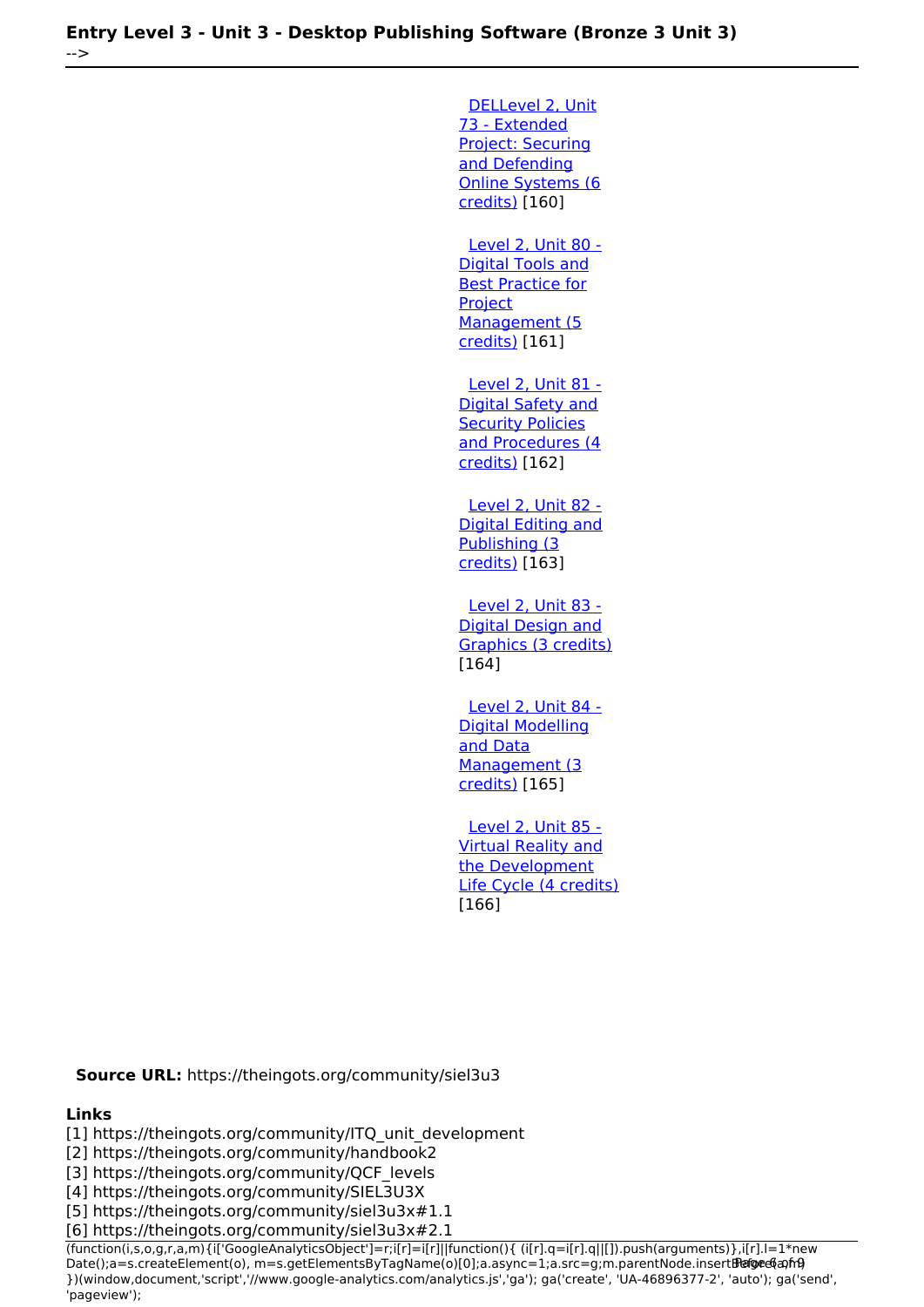DELLevel 2, Unit 73 - Extended Project: Securing and Defending Online Systems (6 credits) [160]

Level 2, Unit 80 - Digital Tools and Best Practice for Project Management (5 credits) [161]

Level 2, Unit 81 - Digital Safety and Security Policies and Procedures (4 credits) [162]

Level 2, Unit 82 - Digital Editing and Publishing (3 credits) [163]

Level 2, Unit 83 - Digital Design and Graphics (3 credits) [164]

Level 2, Unit 84 - Digital Modelling and Data Management (3 credits) [165]

Level 2, Unit 85 - Virtual Reality and the Development Life Cycle (4 credits) [166]

**Source URL:** https://theingots.org/community/siel3u3

**Links**

[1] https://theingots.org/community/ITQ_unit_development
[2] https://theingots.org/community/handbook2
[3] https://theingots.org/community/QCF_levels
[4] https://theingots.org/community/SIEL3U3X
[5] https://theingots.org/community/siel3u3x#1.1
[6] https://theingots.org/community/siel3u3x#2.1

```
(function(i,s,o,g,r,a,m){i['GoogleAnalyticsObject']=r;i[r]=i[r]||function(){ (i[r].q=i[r].q||[]).push(arguments)},i[r].l=1*new Date();a=s.createElement(o), m=s.getElementsByTagName(o)[0];a.async=1;a.src=g;m.parentNode.insertBefore(a,m) })(window,document,'script','//www.google-analytics.com/analytics.js','ga'); ga('create', 'UA-46896377-2', 'auto'); ga('send', 'pageview');
```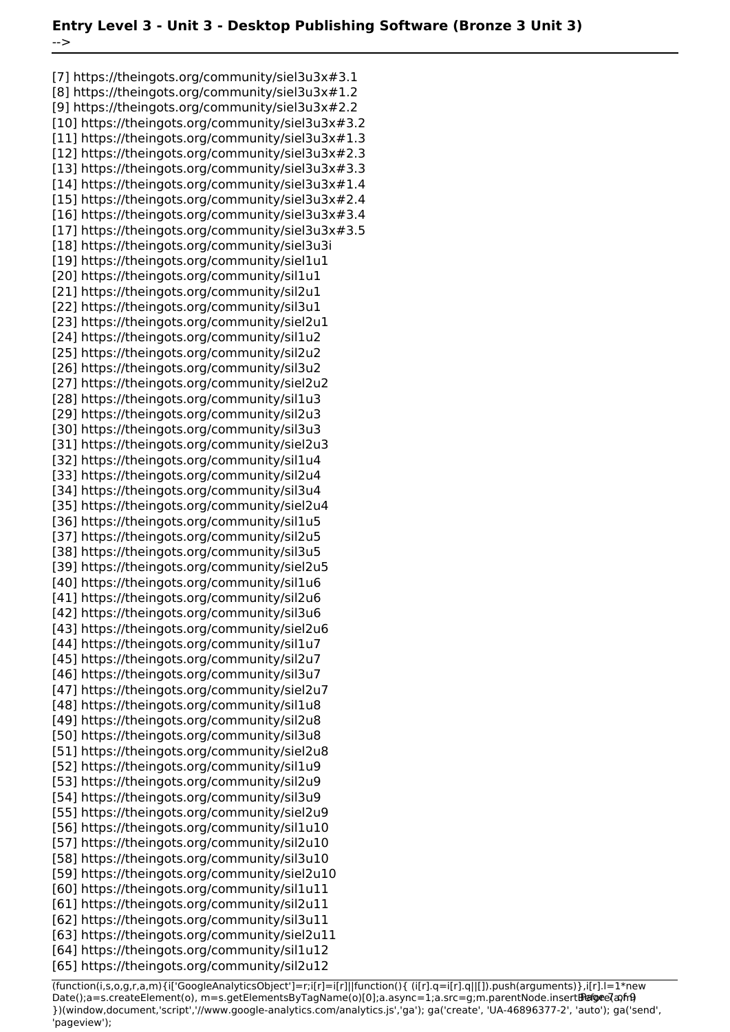[7] https://theingots.org/community/siel3u3x#3.1
[8] https://theingots.org/community/siel3u3x#1.2
[9] https://theingots.org/community/siel3u3x#2.2
[10] https://theingots.org/community/siel3u3x#3.2
[11] https://theingots.org/community/siel3u3x#1.3
[12] https://theingots.org/community/siel3u3x#2.3
[13] https://theingots.org/community/siel3u3x#3.3
[14] https://theingots.org/community/siel3u3x#1.4
[15] https://theingots.org/community/siel3u3x#2.4
[16] https://theingots.org/community/siel3u3x#3.4
[17] https://theingots.org/community/siel3u3x#3.5
[18] https://theingots.org/community/siel3u3i
[19] https://theingots.org/community/siel1u1
[20] https://theingots.org/community/sil1u1
[21] https://theingots.org/community/sil2u1
[22] https://theingots.org/community/sil3u1
[23] https://theingots.org/community/siel2u1
[24] https://theingots.org/community/sil1u2
[25] https://theingots.org/community/sil2u2
[26] https://theingots.org/community/sil3u2
[27] https://theingots.org/community/siel2u2
[28] https://theingots.org/community/sil1u3
[29] https://theingots.org/community/sil2u3
[30] https://theingots.org/community/sil3u3
[31] https://theingots.org/community/siel2u3
[32] https://theingots.org/community/sil1u4
[33] https://theingots.org/community/sil2u4
[34] https://theingots.org/community/sil3u4
[35] https://theingots.org/community/siel2u4
[36] https://theingots.org/community/sil1u5
[37] https://theingots.org/community/sil2u5
[38] https://theingots.org/community/sil3u5
[39] https://theingots.org/community/siel2u5
[40] https://theingots.org/community/sil1u6
[41] https://theingots.org/community/sil2u6
[42] https://theingots.org/community/sil3u6
[43] https://theingots.org/community/siel2u6
[44] https://theingots.org/community/sil1u7
[45] https://theingots.org/community/sil2u7
[46] https://theingots.org/community/sil3u7
[47] https://theingots.org/community/siel2u7
[48] https://theingots.org/community/sil1u8
[49] https://theingots.org/community/sil2u8
[50] https://theingots.org/community/sil3u8
[51] https://theingots.org/community/siel2u8
[52] https://theingots.org/community/sil1u9
[53] https://theingots.org/community/sil2u9
[54] https://theingots.org/community/sil3u9
[55] https://theingots.org/community/siel2u9
[56] https://theingots.org/community/sil1u10
[57] https://theingots.org/community/sil2u10
[58] https://theingots.org/community/sil3u10
[59] https://theingots.org/community/siel2u10
[60] https://theingots.org/community/sil1u11
[61] https://theingots.org/community/sil2u11
[62] https://theingots.org/community/sil3u11
[63] https://theingots.org/community/siel2u11
[64] https://theingots.org/community/sil1u12
[65] https://theingots.org/community/sil2u12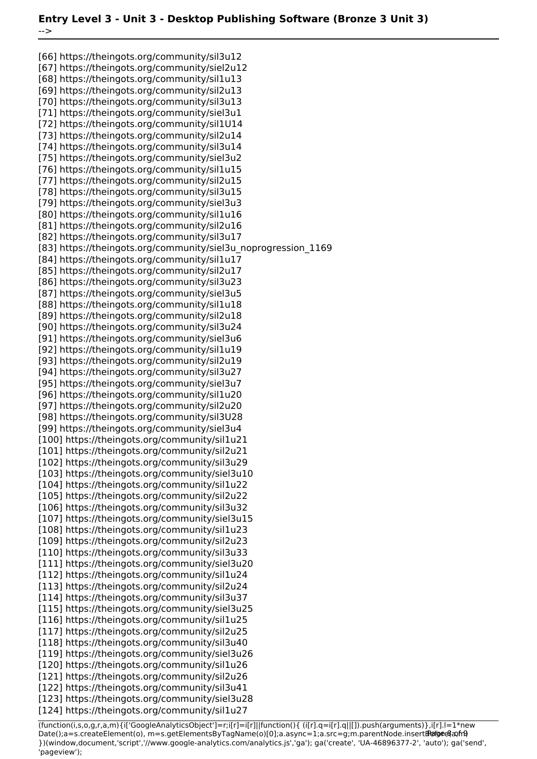[66] https://theingots.org/community/sil3u12
[67] https://theingots.org/community/siel2u12
[68] https://theingots.org/community/sil1u13
[69] https://theingots.org/community/sil2u13
[70] https://theingots.org/community/sil3u13
[71] https://theingots.org/community/siel3u1
[72] https://theingots.org/community/sil1U14
[73] https://theingots.org/community/sil2u14
[74] https://theingots.org/community/sil3u14
[75] https://theingots.org/community/siel3u2
[76] https://theingots.org/community/sil1u15
[77] https://theingots.org/community/sil2u15
[78] https://theingots.org/community/sil3u15
[79] https://theingots.org/community/siel3u3
[80] https://theingots.org/community/sil1u16
[81] https://theingots.org/community/sil2u16
[82] https://theingots.org/community/sil3u17
[83] https://theingots.org/community/siel3u_noprogression_1169
[84] https://theingots.org/community/sil1u17
[85] https://theingots.org/community/sil2u17
[86] https://theingots.org/community/sil3u23
[87] https://theingots.org/community/siel3u5
[88] https://theingots.org/community/sil1u18
[89] https://theingots.org/community/sil2u18
[90] https://theingots.org/community/sil3u24
[91] https://theingots.org/community/siel3u6
[92] https://theingots.org/community/sil1u19
[93] https://theingots.org/community/sil2u19
[94] https://theingots.org/community/sil3u27
[95] https://theingots.org/community/siel3u7
[96] https://theingots.org/community/sil1u20
[97] https://theingots.org/community/sil2u20
[98] https://theingots.org/community/sil3U28
[99] https://theingots.org/community/siel3u4
[100] https://theingots.org/community/sil1u21
[101] https://theingots.org/community/sil2u21
[102] https://theingots.org/community/sil3u29
[103] https://theingots.org/community/siel3u10
[104] https://theingots.org/community/sil1u22
[105] https://theingots.org/community/sil2u22
[106] https://theingots.org/community/sil3u32
[107] https://theingots.org/community/siel3u15
[108] https://theingots.org/community/sil1u23
[109] https://theingots.org/community/sil2u23
[110] https://theingots.org/community/sil3u33
[111] https://theingots.org/community/siel3u20
[112] https://theingots.org/community/sil1u24
[113] https://theingots.org/community/sil2u24
[114] https://theingots.org/community/sil3u37
[115] https://theingots.org/community/siel3u25
[116] https://theingots.org/community/sil1u25
[117] https://theingots.org/community/sil2u25
[118] https://theingots.org/community/sil3u40
[119] https://theingots.org/community/siel3u26
[120] https://theingots.org/community/sil1u26
[121] https://theingots.org/community/sil2u26
[122] https://theingots.org/community/sil3u41
[123] https://theingots.org/community/siel3u28
[124] https://theingots.org/community/sil1u27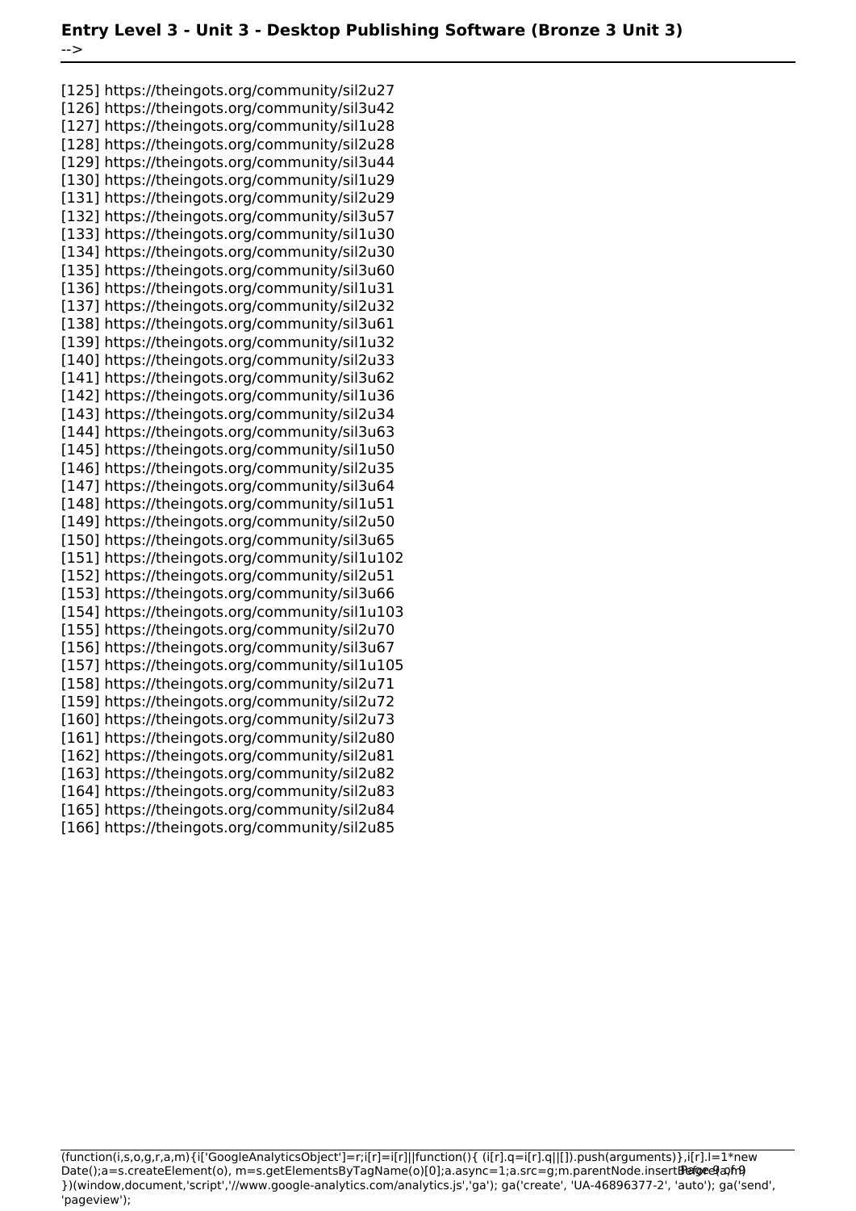[125] https://theingots.org/community/sil2u27
[126] https://theingots.org/community/sil3u42
[127] https://theingots.org/community/sil1u28
[128] https://theingots.org/community/sil2u28
[129] https://theingots.org/community/sil3u44
[130] https://theingots.org/community/sil1u29
[131] https://theingots.org/community/sil2u29
[132] https://theingots.org/community/sil3u57
[133] https://theingots.org/community/sil1u30
[134] https://theingots.org/community/sil2u30
[135] https://theingots.org/community/sil3u60
[136] https://theingots.org/community/sil1u31
[137] https://theingots.org/community/sil2u32
[138] https://theingots.org/community/sil3u61
[139] https://theingots.org/community/sil1u32
[140] https://theingots.org/community/sil2u33
[141] https://theingots.org/community/sil3u62
[142] https://theingots.org/community/sil1u36
[143] https://theingots.org/community/sil2u34
[144] https://theingots.org/community/sil3u63
[145] https://theingots.org/community/sil1u50
[146] https://theingots.org/community/sil2u35
[147] https://theingots.org/community/sil3u64
[148] https://theingots.org/community/sil1u51
[149] https://theingots.org/community/sil2u50
[150] https://theingots.org/community/sil3u65
[151] https://theingots.org/community/sil1u102
[152] https://theingots.org/community/sil2u51
[153] https://theingots.org/community/sil3u66
[154] https://theingots.org/community/sil1u103
[155] https://theingots.org/community/sil2u70
[156] https://theingots.org/community/sil3u67
[157] https://theingots.org/community/sil1u105
[158] https://theingots.org/community/sil2u71
[159] https://theingots.org/community/sil2u72
[160] https://theingots.org/community/sil2u73
[161] https://theingots.org/community/sil2u80
[162] https://theingots.org/community/sil2u81
[163] https://theingots.org/community/sil2u82
[164] https://theingots.org/community/sil2u83
[165] https://theingots.org/community/sil2u84
[166] https://theingots.org/community/sil2u85